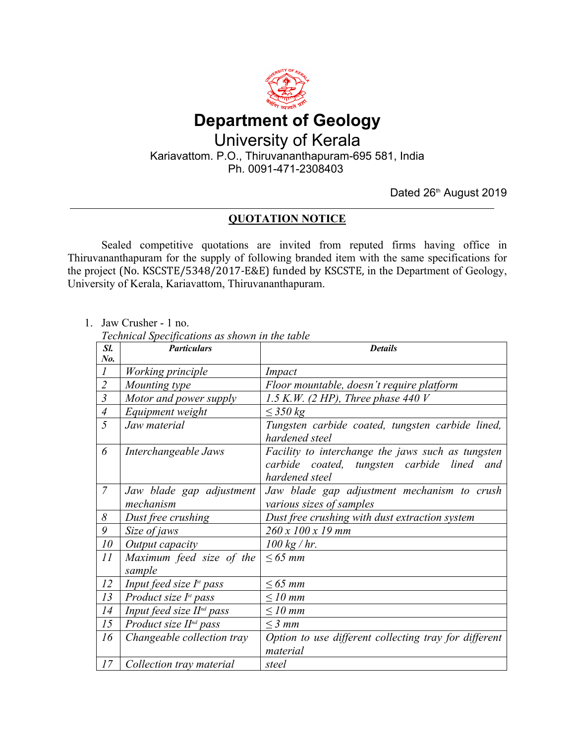# Department of Geology

## University of Kerala

Kariavattom. P.O., Thiruvananthapuram-695 581, India
Ph. 0091-471-2308403

Dated 26th August 2019

---

## QUOTATION NOTICE

Sealed competitive quotations are invited from reputed firms having office in Thiruvananthapuram for the supply of following branded item with the same specifications for the project (No. KSCSTE/5348/2017-E&E) funded by KSCSTE, in the Department of Geology, University of Kerala, Kariavattom, Thiruvananthapuram.

1. Jaw Crusher - 1 no.

*Technical Specifications as shown in the table*

| ***Sl. No.*** | ***Particulars*** | ***Details*** |
|---|---|---|
| *1* | *Working principle* | *Impact* |
| *2* | *Mounting type* | *Floor mountable, doesn't require platform* |
| *3* | *Motor and power supply* | *1.5 K.W. (2 HP), Three phase 440 V* |
| *4* | *Equipment weight* | *≤ 350 kg* |
| *5* | *Jaw material* | *Tungsten carbide coated, tungsten carbide lined, hardened steel* |
| *6* | *Interchangeable Jaws* | *Facility to interchange the jaws such as tungsten carbide coated, tungsten carbide lined and hardened steel* |
| *7* | *Jaw blade gap adjustment mechanism* | *Jaw blade gap adjustment mechanism to crush various sizes of samples* |
| *8* | *Dust free crushing* | *Dust free crushing with dust extraction system* |
| *9* | *Size of jaws* | *260 x 100 x 19 mm* |
| *10* | *Output capacity* | *100 kg / hr.* |
| *11* | *Maximum feed size of the sample* | *≤ 65 mm* |
| *12* | *Input feed size Ist pass* | *≤ 65 mm* |
| *13* | *Product size Ist pass* | *≤ 10 mm* |
| *14* | *Input feed size IInd pass* | *≤ 10 mm* |
| *15* | *Product size IInd pass* | *≤ 3 mm* |
| *16* | *Changeable collection tray* | *Option to use different collecting tray for different material* |
| *17* | *Collection tray material* | *steel* |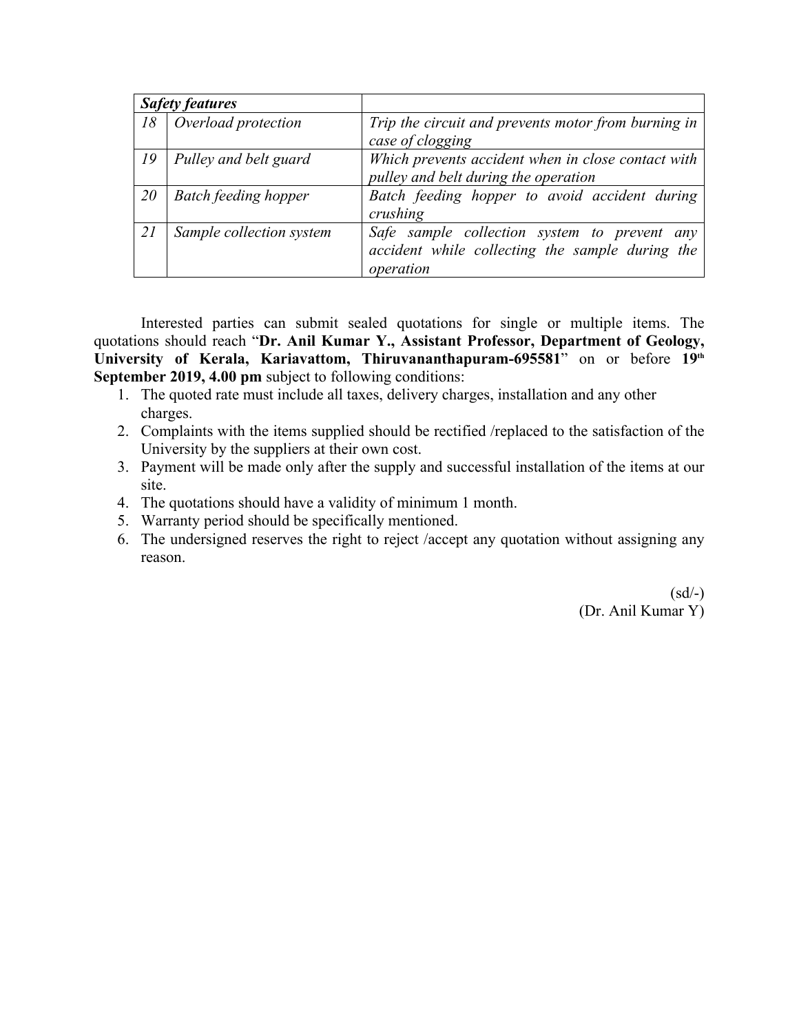| | | |
|---|---|---|
| ***Safety features*** | | |
| *18* | *Overload protection* | *Trip the circuit and prevents motor from burning in case of clogging* |
| *19* | *Pulley and belt guard* | *Which prevents accident when in close contact with pulley and belt during the operation* |
| *20* | *Batch feeding hopper* | *Batch feeding hopper to avoid accident during crushing* |
| *21* | *Sample collection system* | *Safe sample collection system to prevent any accident while collecting the sample during the operation* |

Interested parties can submit sealed quotations for single or multiple items. The quotations should reach "**Dr. Anil Kumar Y., Assistant Professor, Department of Geology, University of Kerala, Kariavattom, Thiruvananthapuram-695581**" on or before **19th September 2019, 4.00 pm** subject to following conditions:

1. The quoted rate must include all taxes, delivery charges, installation and any other charges.
2. Complaints with the items supplied should be rectified /replaced to the satisfaction of the University by the suppliers at their own cost.
3. Payment will be made only after the supply and successful installation of the items at our site.
4. The quotations should have a validity of minimum 1 month.
5. Warranty period should be specifically mentioned.
6. The undersigned reserves the right to reject /accept any quotation without assigning any reason.

(sd/-)
(Dr. Anil Kumar Y)